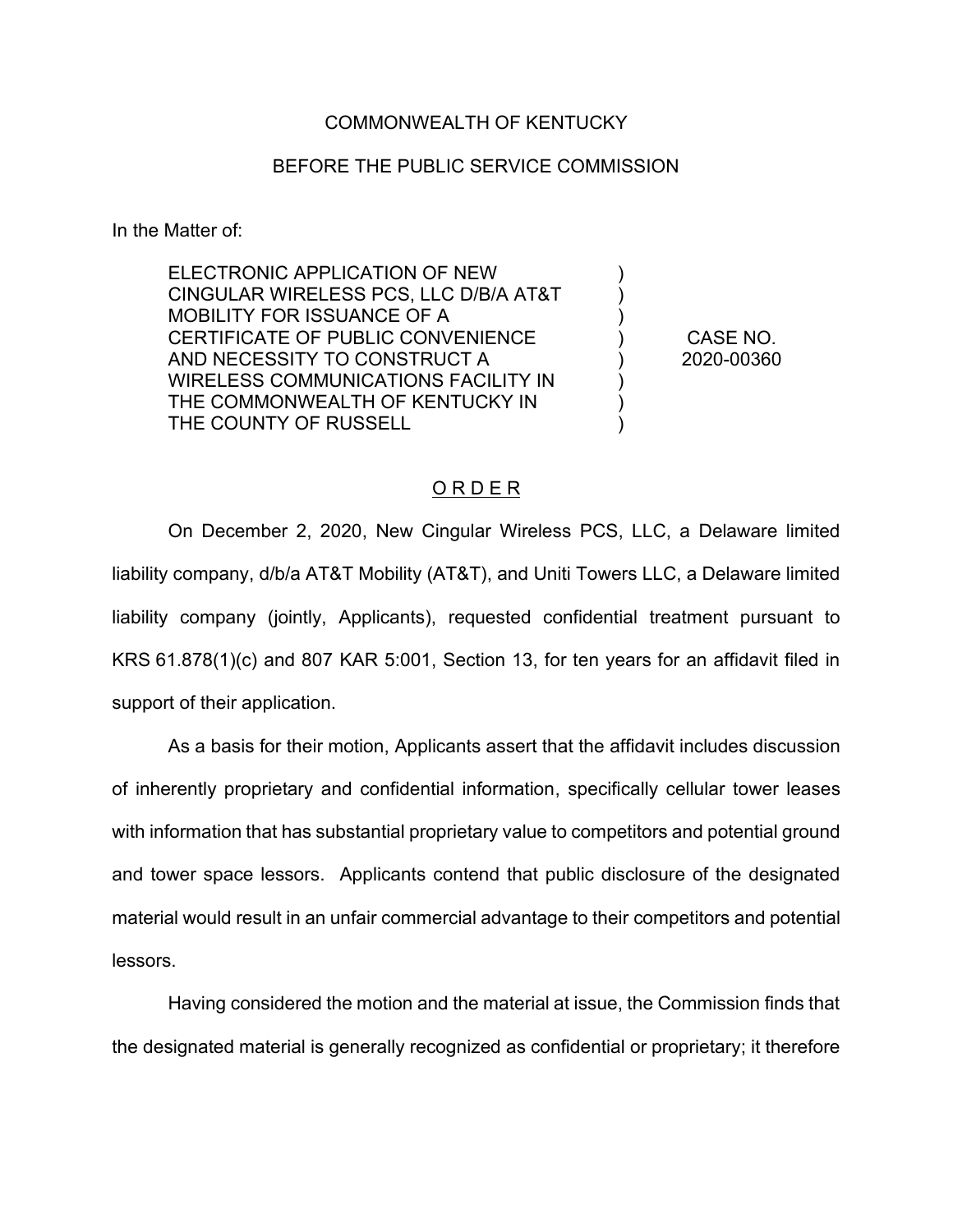COMMONWEALTH OF KENTUCKY

BEFORE THE PUBLIC SERVICE COMMISSION

In the Matter of:

| | |
|---|---|
| ELECTRONIC APPLICATION OF NEW CINGULAR WIRELESS PCS, LLC D/B/A AT&T MOBILITY FOR ISSUANCE OF A CERTIFICATE OF PUBLIC CONVENIENCE AND NECESSITY TO CONSTRUCT A WIRELESS COMMUNICATIONS FACILITY IN THE COMMONWEALTH OF KENTUCKY IN THE COUNTY OF RUSSELL | CASE NO. 2020-00360 |

## O R D E R

On December 2, 2020, New Cingular Wireless PCS, LLC, a Delaware limited liability company, d/b/a AT&T Mobility (AT&T), and Uniti Towers LLC, a Delaware limited liability company (jointly, Applicants), requested confidential treatment pursuant to KRS 61.878(1)(c) and 807 KAR 5:001, Section 13, for ten years for an affidavit filed in support of their application.

As a basis for their motion, Applicants assert that the affidavit includes discussion of inherently proprietary and confidential information, specifically cellular tower leases with information that has substantial proprietary value to competitors and potential ground and tower space lessors. Applicants contend that public disclosure of the designated material would result in an unfair commercial advantage to their competitors and potential lessors.

Having considered the motion and the material at issue, the Commission finds that the designated material is generally recognized as confidential or proprietary; it therefore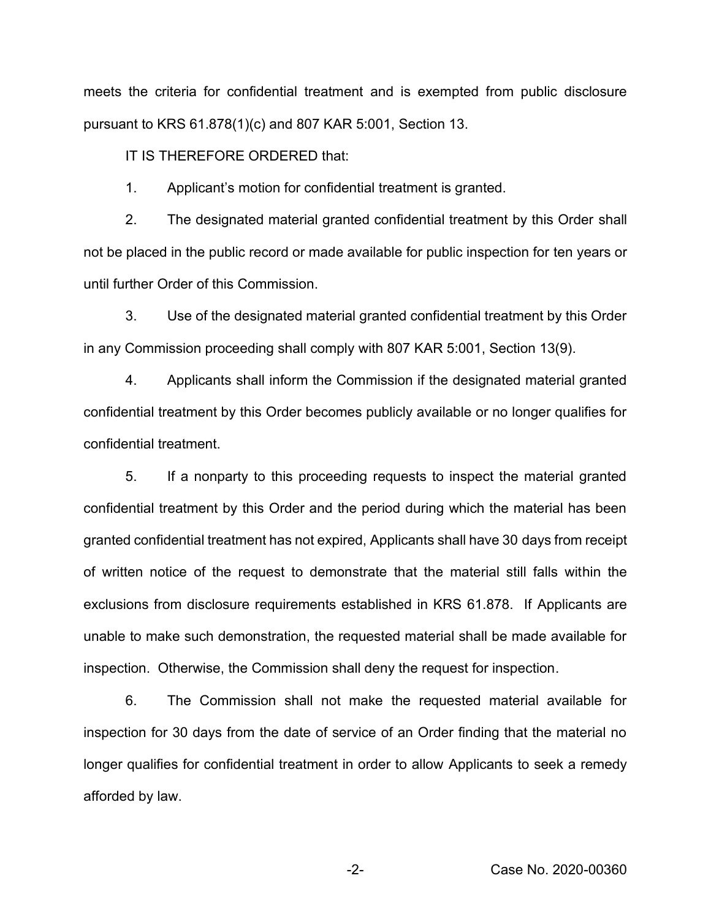meets the criteria for confidential treatment and is exempted from public disclosure pursuant to KRS 61.878(1)(c) and 807 KAR 5:001, Section 13.

IT IS THEREFORE ORDERED that:

1. Applicant's motion for confidential treatment is granted.

2. The designated material granted confidential treatment by this Order shall not be placed in the public record or made available for public inspection for ten years or until further Order of this Commission.

3. Use of the designated material granted confidential treatment by this Order in any Commission proceeding shall comply with 807 KAR 5:001, Section 13(9).

4. Applicants shall inform the Commission if the designated material granted confidential treatment by this Order becomes publicly available or no longer qualifies for confidential treatment.

5. If a nonparty to this proceeding requests to inspect the material granted confidential treatment by this Order and the period during which the material has been granted confidential treatment has not expired, Applicants shall have 30 days from receipt of written notice of the request to demonstrate that the material still falls within the exclusions from disclosure requirements established in KRS 61.878. If Applicants are unable to make such demonstration, the requested material shall be made available for inspection. Otherwise, the Commission shall deny the request for inspection.

6. The Commission shall not make the requested material available for inspection for 30 days from the date of service of an Order finding that the material no longer qualifies for confidential treatment in order to allow Applicants to seek a remedy afforded by law.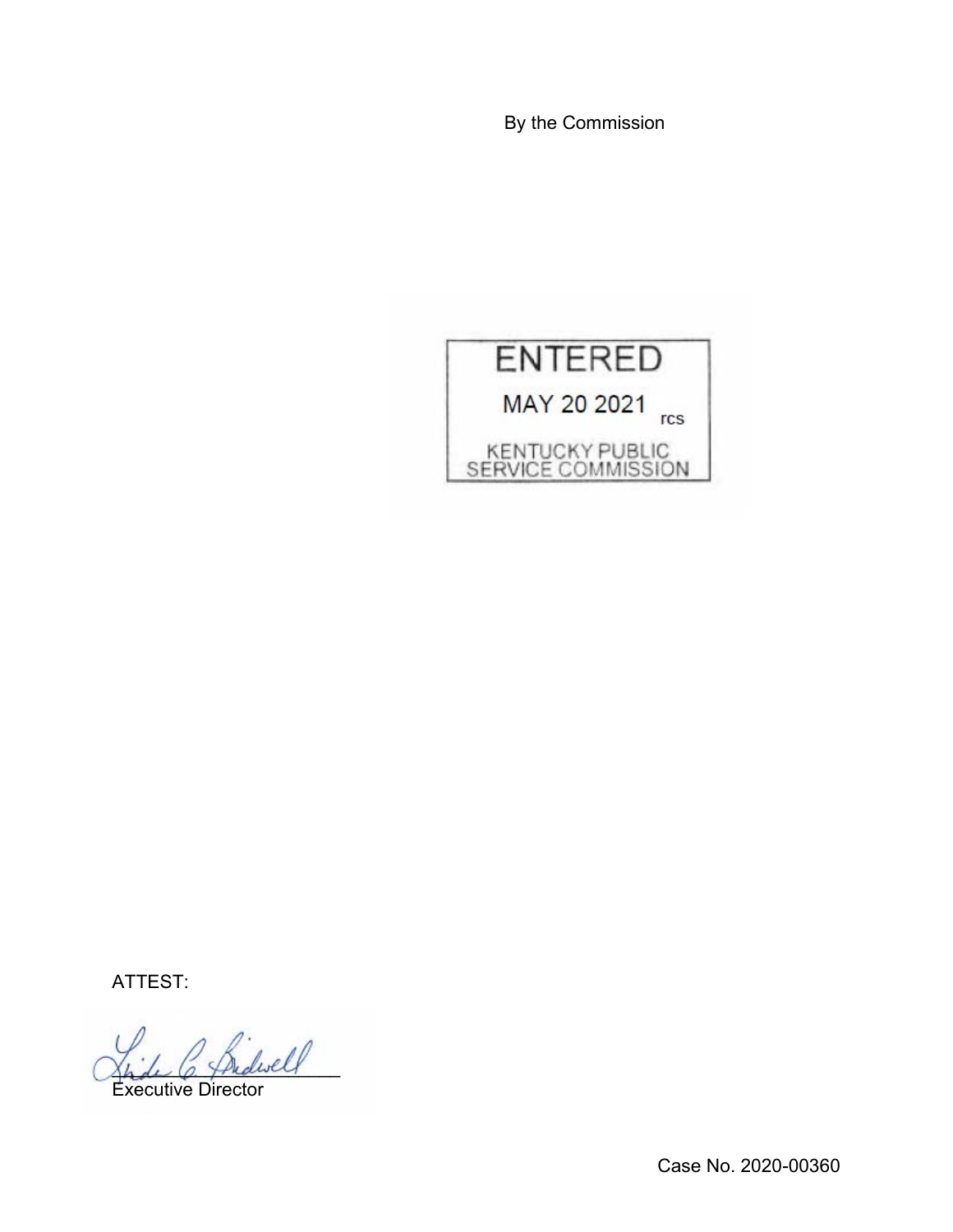By the Commission

ENTERED

MAY 20 2021 rcs

KENTUCKY PUBLIC SERVICE COMMISSION

ATTEST:

Executive Director

Case No. 2020-00360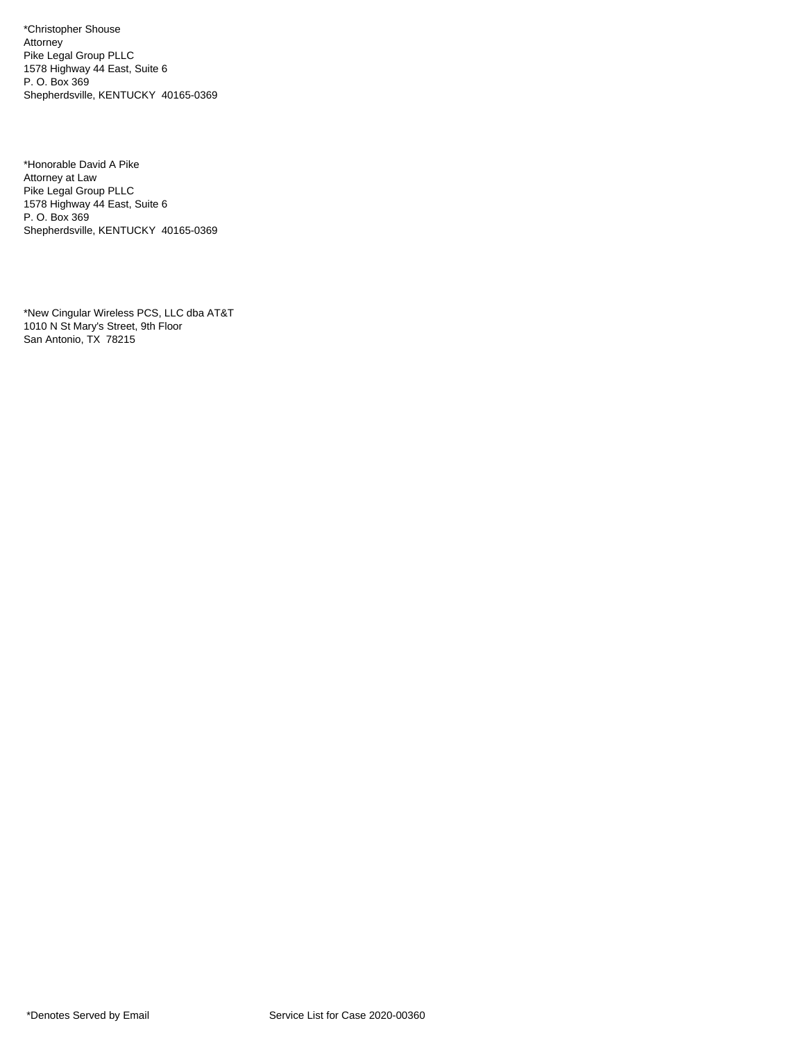*Christopher Shouse
Attorney
Pike Legal Group PLLC
1578 Highway 44 East, Suite 6
P. O. Box 369
Shepherdsville, KENTUCKY 40165-0369

*Honorable David A Pike
Attorney at Law
Pike Legal Group PLLC
1578 Highway 44 East, Suite 6
P. O. Box 369
Shepherdsville, KENTUCKY 40165-0369

*New Cingular Wireless PCS, LLC dba AT&T
1010 N St Mary's Street, 9th Floor
San Antonio, TX 78215

*Denotes Served by Email

Service List for Case 2020-00360